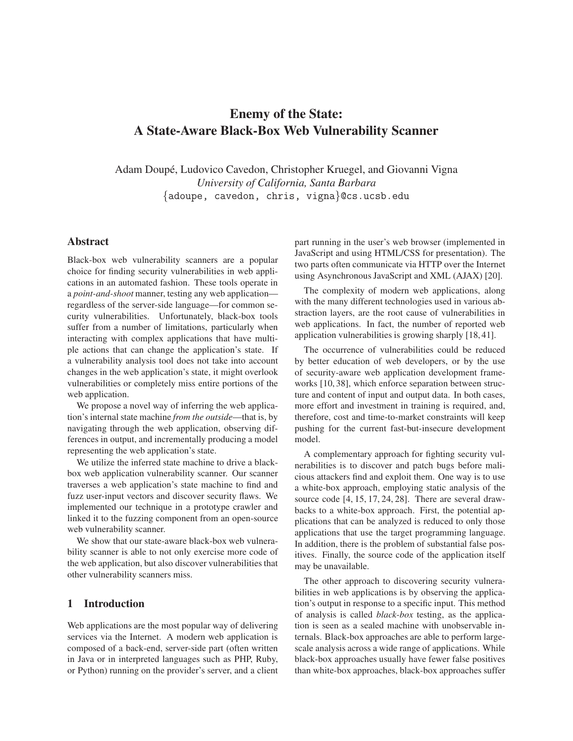# Enemy of the State: A State-Aware Black-Box Web Vulnerability Scanner

Adam Doupé, Ludovico Cavedon, Christopher Kruegel, and Giovanni Vigna
*University of California, Santa Barbara*
{adoupe, cavedon, chris, vigna}@cs.ucsb.edu

## Abstract

Black-box web vulnerability scanners are a popular choice for finding security vulnerabilities in web applications in an automated fashion. These tools operate in a *point-and-shoot* manner, testing any web application—regardless of the server-side language—for common security vulnerabilities. Unfortunately, black-box tools suffer from a number of limitations, particularly when interacting with complex applications that have multiple actions that can change the application's state. If a vulnerability analysis tool does not take into account changes in the web application's state, it might overlook vulnerabilities or completely miss entire portions of the web application.

We propose a novel way of inferring the web application's internal state machine *from the outside*—that is, by navigating through the web application, observing differences in output, and incrementally producing a model representing the web application's state.

We utilize the inferred state machine to drive a black-box web application vulnerability scanner. Our scanner traverses a web application's state machine to find and fuzz user-input vectors and discover security flaws. We implemented our technique in a prototype crawler and linked it to the fuzzing component from an open-source web vulnerability scanner.

We show that our state-aware black-box web vulnerability scanner is able to not only exercise more code of the web application, but also discover vulnerabilities that other vulnerability scanners miss.

## 1 Introduction

Web applications are the most popular way of delivering services via the Internet. A modern web application is composed of a back-end, server-side part (often written in Java or in interpreted languages such as PHP, Ruby, or Python) running on the provider's server, and a client part running in the user's web browser (implemented in JavaScript and using HTML/CSS for presentation). The two parts often communicate via HTTP over the Internet using Asynchronous JavaScript and XML (AJAX) [20].

The complexity of modern web applications, along with the many different technologies used in various abstraction layers, are the root cause of vulnerabilities in web applications. In fact, the number of reported web application vulnerabilities is growing sharply [18, 41].

The occurrence of vulnerabilities could be reduced by better education of web developers, or by the use of security-aware web application development frameworks [10, 38], which enforce separation between structure and content of input and output data. In both cases, more effort and investment in training is required, and, therefore, cost and time-to-market constraints will keep pushing for the current fast-but-insecure development model.

A complementary approach for fighting security vulnerabilities is to discover and patch bugs before malicious attackers find and exploit them. One way is to use a white-box approach, employing static analysis of the source code [4, 15, 17, 24, 28]. There are several drawbacks to a white-box approach. First, the potential applications that can be analyzed is reduced to only those applications that use the target programming language. In addition, there is the problem of substantial false positives. Finally, the source code of the application itself may be unavailable.

The other approach to discovering security vulnerabilities in web applications is by observing the application's output in response to a specific input. This method of analysis is called *black-box* testing, as the application is seen as a sealed machine with unobservable internals. Black-box approaches are able to perform large-scale analysis across a wide range of applications. While black-box approaches usually have fewer false positives than white-box approaches, black-box approaches suffer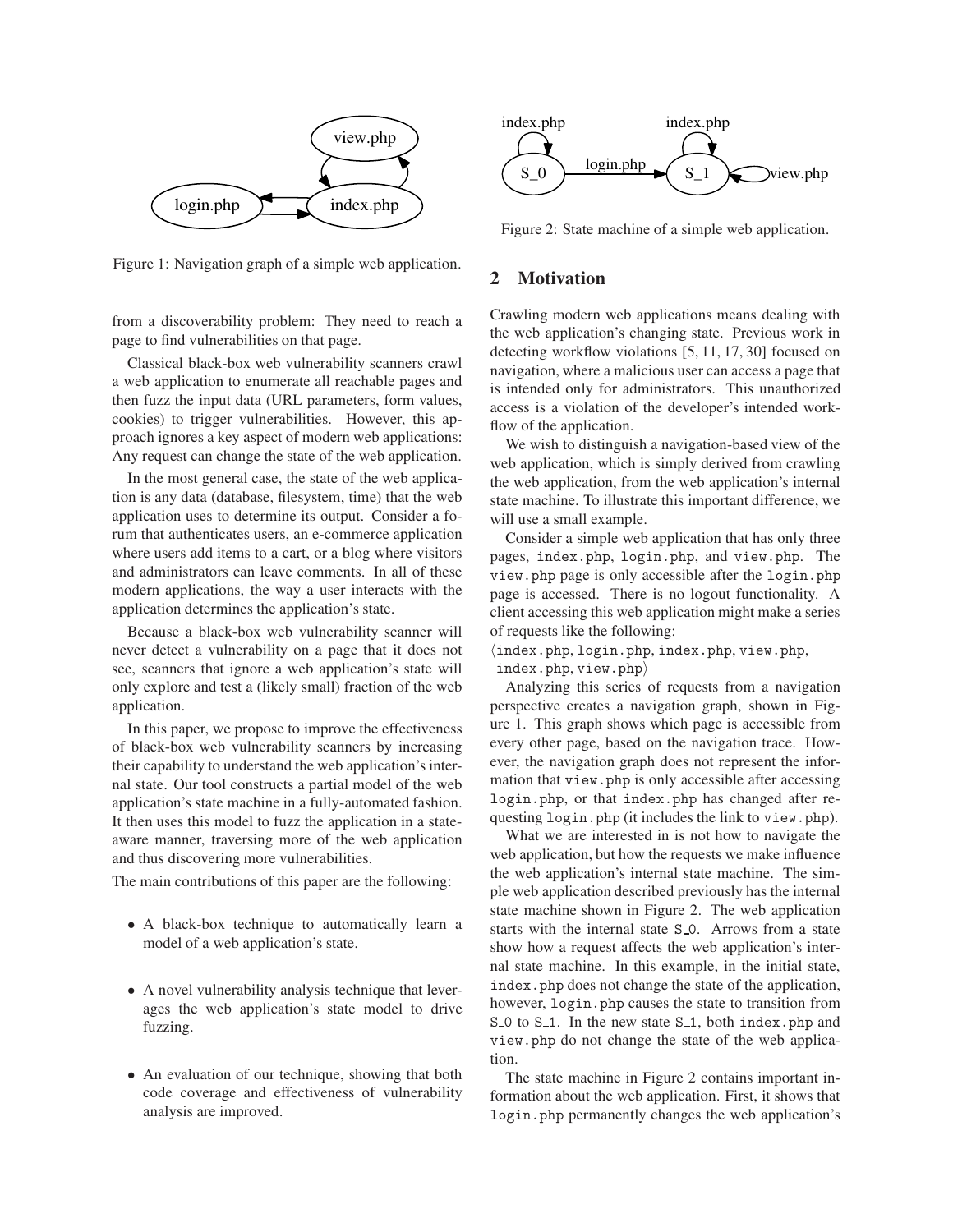Figure 1: Navigation graph of a simple web application.

Figure 2: State machine of a simple web application.

from a discoverability problem: They need to reach a page to find vulnerabilities on that page.

Classical black-box web vulnerability scanners crawl a web application to enumerate all reachable pages and then fuzz the input data (URL parameters, form values, cookies) to trigger vulnerabilities. However, this approach ignores a key aspect of modern web applications: Any request can change the state of the web application.

In the most general case, the state of the web application is any data (database, filesystem, time) that the web application uses to determine its output. Consider a forum that authenticates users, an e-commerce application where users add items to a cart, or a blog where visitors and administrators can leave comments. In all of these modern applications, the way a user interacts with the application determines the application's state.

Because a black-box web vulnerability scanner will never detect a vulnerability on a page that it does not see, scanners that ignore a web application's state will only explore and test a (likely small) fraction of the web application.

In this paper, we propose to improve the effectiveness of black-box web vulnerability scanners by increasing their capability to understand the web application's internal state. Our tool constructs a partial model of the web application's state machine in a fully-automated fashion. It then uses this model to fuzz the application in a state-aware manner, traversing more of the web application and thus discovering more vulnerabilities.

The main contributions of this paper are the following:

- A black-box technique to automatically learn a model of a web application's state.
- A novel vulnerability analysis technique that leverages the web application's state model to drive fuzzing.
- An evaluation of our technique, showing that both code coverage and effectiveness of vulnerability analysis are improved.

## 2 Motivation

Crawling modern web applications means dealing with the web application's changing state. Previous work in detecting workflow violations [5, 11, 17, 30] focused on navigation, where a malicious user can access a page that is intended only for administrators. This unauthorized access is a violation of the developer's intended workflow of the application.

We wish to distinguish a navigation-based view of the web application, which is simply derived from crawling the web application, from the web application's internal state machine. To illustrate this important difference, we will use a small example.

Consider a simple web application that has only three pages, `index.php`, `login.php`, and `view.php`. The `view.php` page is only accessible after the `login.php` page is accessed. There is no logout functionality. A client accessing this web application might make a series of requests like the following:

⟨`index.php`, `login.php`, `index.php`, `view.php`, `index.php`, `view.php`⟩

Analyzing this series of requests from a navigation perspective creates a navigation graph, shown in Figure 1. This graph shows which page is accessible from every other page, based on the navigation trace. However, the navigation graph does not represent the information that `view.php` is only accessible after accessing `login.php`, or that `index.php` has changed after requesting `login.php` (it includes the link to `view.php`).

What we are interested in is not how to navigate the web application, but how the requests we make influence the web application's internal state machine. The simple web application described previously has the internal state machine shown in Figure 2. The web application starts with the internal state S_0. Arrows from a state show how a request affects the web application's internal state machine. In this example, in the initial state, `index.php` does not change the state of the application, however, `login.php` causes the state to transition from S_0 to S_1. In the new state S_1, both `index.php` and `view.php` do not change the state of the web application.

The state machine in Figure 2 contains important information about the web application. First, it shows that `login.php` permanently changes the web application's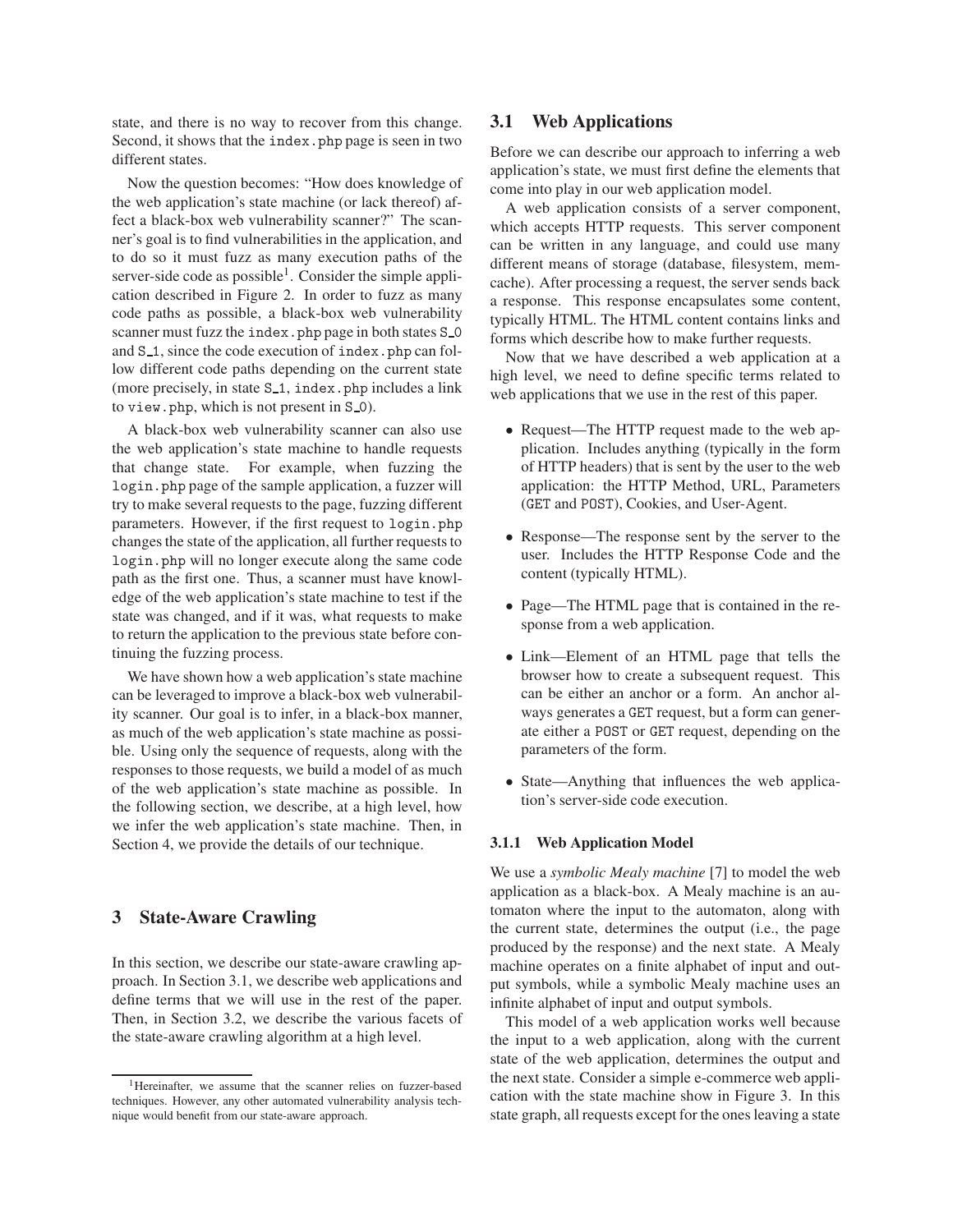state, and there is no way to recover from this change. Second, it shows that the `index.php` page is seen in two different states.

Now the question becomes: "How does knowledge of the web application's state machine (or lack thereof) affect a black-box web vulnerability scanner?" The scanner's goal is to find vulnerabilities in the application, and to do so it must fuzz as many execution paths of the server-side code as possible[1]. Consider the simple application described in Figure 2. In order to fuzz as many code paths as possible, a black-box web vulnerability scanner must fuzz the `index.php` page in both states `S_0` and `S_1`, since the code execution of `index.php` can follow different code paths depending on the current state (more precisely, in state `S_1`, `index.php` includes a link to `view.php`, which is not present in `S_0`).

A black-box web vulnerability scanner can also use the web application's state machine to handle requests that change state. For example, when fuzzing the `login.php` page of the sample application, a fuzzer will try to make several requests to the page, fuzzing different parameters. However, if the first request to `login.php` changes the state of the application, all further requests to `login.php` will no longer execute along the same code path as the first one. Thus, a scanner must have knowledge of the web application's state machine to test if the state was changed, and if it was, what requests to make to return the application to the previous state before continuing the fuzzing process.

We have shown how a web application's state machine can be leveraged to improve a black-box web vulnerability scanner. Our goal is to infer, in a black-box manner, as much of the web application's state machine as possible. Using only the sequence of requests, along with the responses to those requests, we build a model of as much of the web application's state machine as possible. In the following section, we describe, at a high level, how we infer the web application's state machine. Then, in Section 4, we provide the details of our technique.

## 3 State-Aware Crawling

In this section, we describe our state-aware crawling approach. In Section 3.1, we describe web applications and define terms that we will use in the rest of the paper. Then, in Section 3.2, we describe the various facets of the state-aware crawling algorithm at a high level.

[1] Hereinafter, we assume that the scanner relies on fuzzer-based techniques. However, any other automated vulnerability analysis technique would benefit from our state-aware approach.

### 3.1 Web Applications

Before we can describe our approach to inferring a web application's state, we must first define the elements that come into play in our web application model.

A web application consists of a server component, which accepts HTTP requests. This server component can be written in any language, and could use many different means of storage (database, filesystem, memcache). After processing a request, the server sends back a response. This response encapsulates some content, typically HTML. The HTML content contains links and forms which describe how to make further requests.

Now that we have described a web application at a high level, we need to define specific terms related to web applications that we use in the rest of this paper.

- Request—The HTTP request made to the web application. Includes anything (typically in the form of HTTP headers) that is sent by the user to the web application: the HTTP Method, URL, Parameters (`GET` and `POST`), Cookies, and User-Agent.
- Response—The response sent by the server to the user. Includes the HTTP Response Code and the content (typically HTML).
- Page—The HTML page that is contained in the response from a web application.
- Link—Element of an HTML page that tells the browser how to create a subsequent request. This can be either an anchor or a form. An anchor always generates a `GET` request, but a form can generate either a `POST` or `GET` request, depending on the parameters of the form.
- State—Anything that influences the web application's server-side code execution.

#### 3.1.1 Web Application Model

We use a *symbolic Mealy machine* [7] to model the web application as a black-box. A Mealy machine is an automaton where the input to the automaton, along with the current state, determines the output (i.e., the page produced by the response) and the next state. A Mealy machine operates on a finite alphabet of input and output symbols, while a symbolic Mealy machine uses an infinite alphabet of input and output symbols.

This model of a web application works well because the input to a web application, along with the current state of the web application, determines the output and the next state. Consider a simple e-commerce web application with the state machine show in Figure 3. In this state graph, all requests except for the ones leaving a state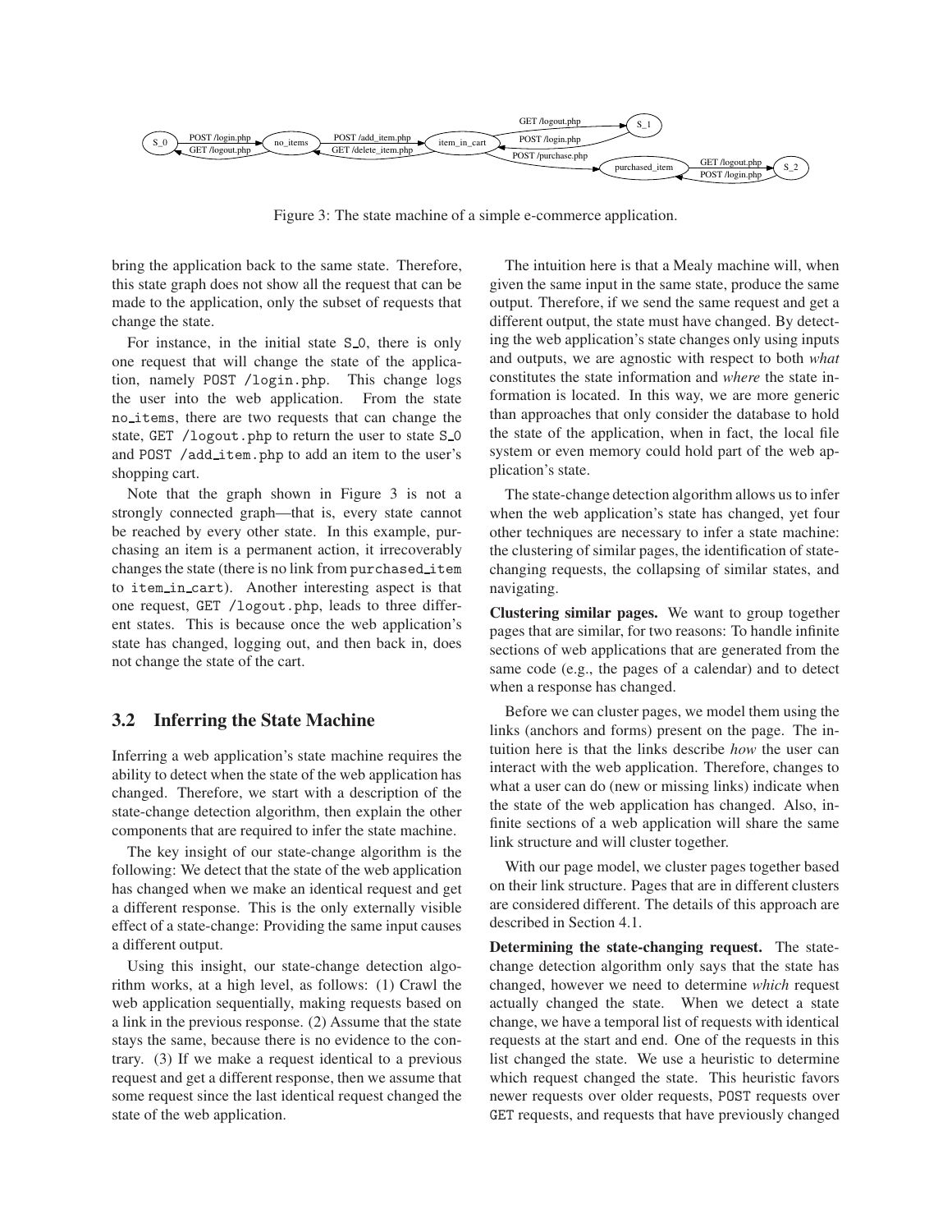Figure 3: The state machine of a simple e-commerce application.

bring the application back to the same state. Therefore, this state graph does not show all the request that can be made to the application, only the subset of requests that change the state.

For instance, in the initial state S_0, there is only one request that will change the state of the application, namely POST /login.php. This change logs the user into the web application. From the state no_items, there are two requests that can change the state, GET /logout.php to return the user to state S_0 and POST /add_item.php to add an item to the user's shopping cart.

Note that the graph shown in Figure 3 is not a strongly connected graph—that is, every state cannot be reached by every other state. In this example, purchasing an item is a permanent action, it irrecoverably changes the state (there is no link from purchased_item to item_in_cart). Another interesting aspect is that one request, GET /logout.php, leads to three different states. This is because once the web application's state has changed, logging out, and then back in, does not change the state of the cart.

## 3.2 Inferring the State Machine

Inferring a web application's state machine requires the ability to detect when the state of the web application has changed. Therefore, we start with a description of the state-change detection algorithm, then explain the other components that are required to infer the state machine.

The key insight of our state-change algorithm is the following: We detect that the state of the web application has changed when we make an identical request and get a different response. This is the only externally visible effect of a state-change: Providing the same input causes a different output.

Using this insight, our state-change detection algorithm works, at a high level, as follows: (1) Crawl the web application sequentially, making requests based on a link in the previous response. (2) Assume that the state stays the same, because there is no evidence to the contrary. (3) If we make a request identical to a previous request and get a different response, then we assume that some request since the last identical request changed the state of the web application.

The intuition here is that a Mealy machine will, when given the same input in the same state, produce the same output. Therefore, if we send the same request and get a different output, the state must have changed. By detecting the web application's state changes only using inputs and outputs, we are agnostic with respect to both *what* constitutes the state information and *where* the state information is located. In this way, we are more generic than approaches that only consider the database to hold the state of the application, when in fact, the local file system or even memory could hold part of the web application's state.

The state-change detection algorithm allows us to infer when the web application's state has changed, yet four other techniques are necessary to infer a state machine: the clustering of similar pages, the identification of state-changing requests, the collapsing of similar states, and navigating.

**Clustering similar pages.** We want to group together pages that are similar, for two reasons: To handle infinite sections of web applications that are generated from the same code (e.g., the pages of a calendar) and to detect when a response has changed.

Before we can cluster pages, we model them using the links (anchors and forms) present on the page. The intuition here is that the links describe *how* the user can interact with the web application. Therefore, changes to what a user can do (new or missing links) indicate when the state of the web application has changed. Also, infinite sections of a web application will share the same link structure and will cluster together.

With our page model, we cluster pages together based on their link structure. Pages that are in different clusters are considered different. The details of this approach are described in Section 4.1.

**Determining the state-changing request.** The state-change detection algorithm only says that the state has changed, however we need to determine *which* request actually changed the state. When we detect a state change, we have a temporal list of requests with identical requests at the start and end. One of the requests in this list changed the state. We use a heuristic to determine which request changed the state. This heuristic favors newer requests over older requests, POST requests over GET requests, and requests that have previously changed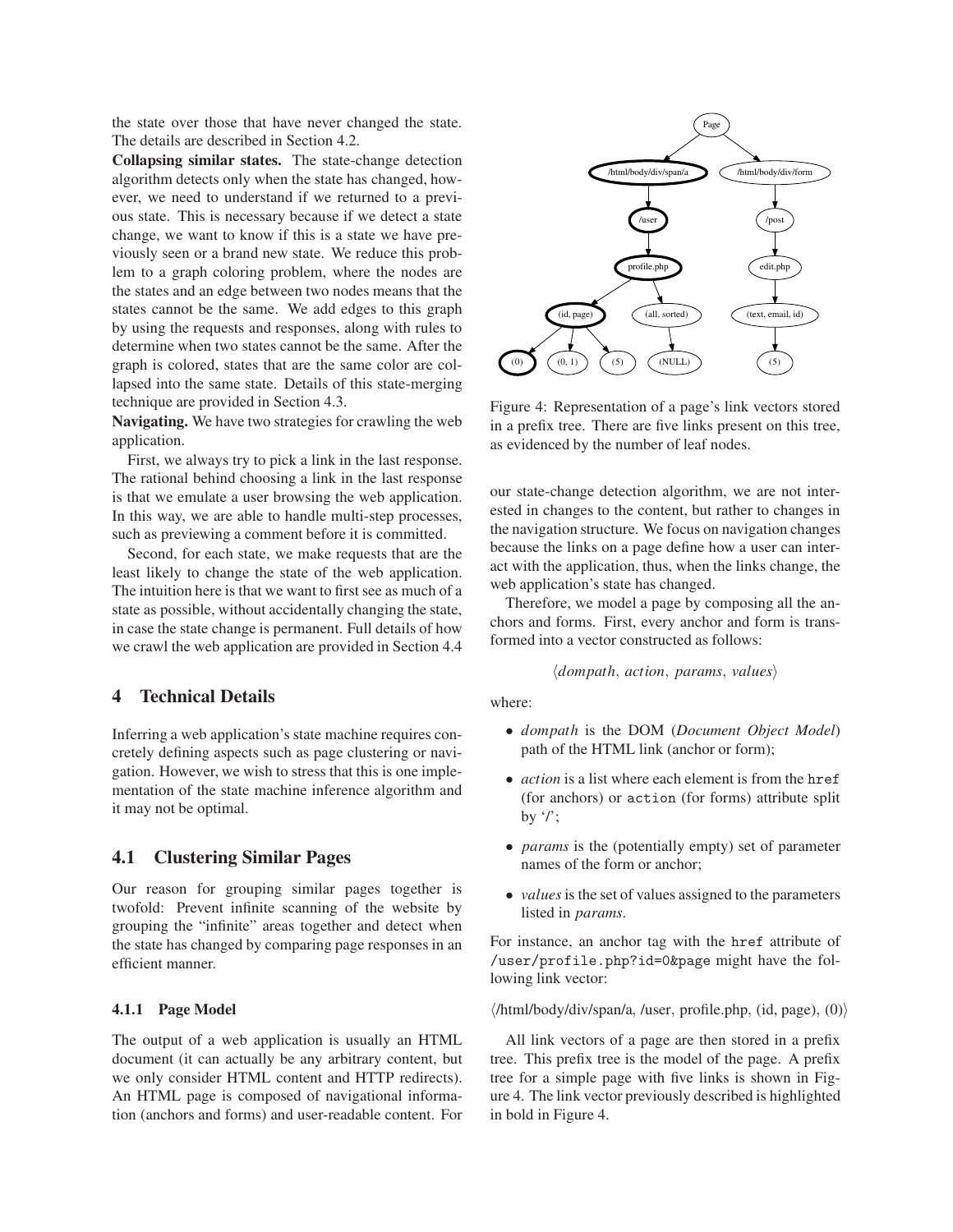the state over those that have never changed the state. The details are described in Section 4.2.

**Collapsing similar states.** The state-change detection algorithm detects only when the state has changed, however, we need to understand if we returned to a previous state. This is necessary because if we detect a state change, we want to know if this is a state we have previously seen or a brand new state. We reduce this problem to a graph coloring problem, where the nodes are the states and an edge between two nodes means that the states cannot be the same. We add edges to this graph by using the requests and responses, along with rules to determine when two states cannot be the same. After the graph is colored, states that are the same color are collapsed into the same state. Details of this state-merging technique are provided in Section 4.3.

**Navigating.** We have two strategies for crawling the web application.

First, we always try to pick a link in the last response. The rational behind choosing a link in the last response is that we emulate a user browsing the web application. In this way, we are able to handle multi-step processes, such as previewing a comment before it is committed.

Second, for each state, we make requests that are the least likely to change the state of the web application. The intuition here is that we want to first see as much of a state as possible, without accidentally changing the state, in case the state change is permanent. Full details of how we crawl the web application are provided in Section 4.4

## 4 Technical Details

Inferring a web application's state machine requires concretely defining aspects such as page clustering or navigation. However, we wish to stress that this is one implementation of the state machine inference algorithm and it may not be optimal.

### 4.1 Clustering Similar Pages

Our reason for grouping similar pages together is twofold: Prevent infinite scanning of the website by grouping the "infinite" areas together and detect when the state has changed by comparing page responses in an efficient manner.

#### 4.1.1 Page Model

The output of a web application is usually an HTML document (it can actually be any arbitrary content, but we only consider HTML content and HTTP redirects). An HTML page is composed of navigational information (anchors and forms) and user-readable content. For our state-change detection algorithm, we are not interested in changes to the content, but rather to changes in the navigation structure. We focus on navigation changes because the links on a page define how a user can interact with the application, thus, when the links change, the web application's state has changed.

Figure 4: Representation of a page's link vectors stored in a prefix tree. There are five links present on this tree, as evidenced by the number of leaf nodes.

Therefore, we model a page by composing all the anchors and forms. First, every anchor and form is transformed into a vector constructed as follows:

$$\langle \mathit{dompath}, \mathit{action}, \mathit{params}, \mathit{values} \rangle$$

where:

- *dompath* is the DOM (*Document Object Model*) path of the HTML link (anchor or form);
- *action* is a list where each element is from the href (for anchors) or action (for forms) attribute split by '/';
- *params* is the (potentially empty) set of parameter names of the form or anchor;
- *values* is the set of values assigned to the parameters listed in *params*.

For instance, an anchor tag with the href attribute of /user/profile.php?id=0&page might have the following link vector:

$\langle$/html/body/div/span/a, /user, profile.php, (id, page), (0)$\rangle$

All link vectors of a page are then stored in a prefix tree. This prefix tree is the model of the page. A prefix tree for a simple page with five links is shown in Figure 4. The link vector previously described is highlighted in bold in Figure 4.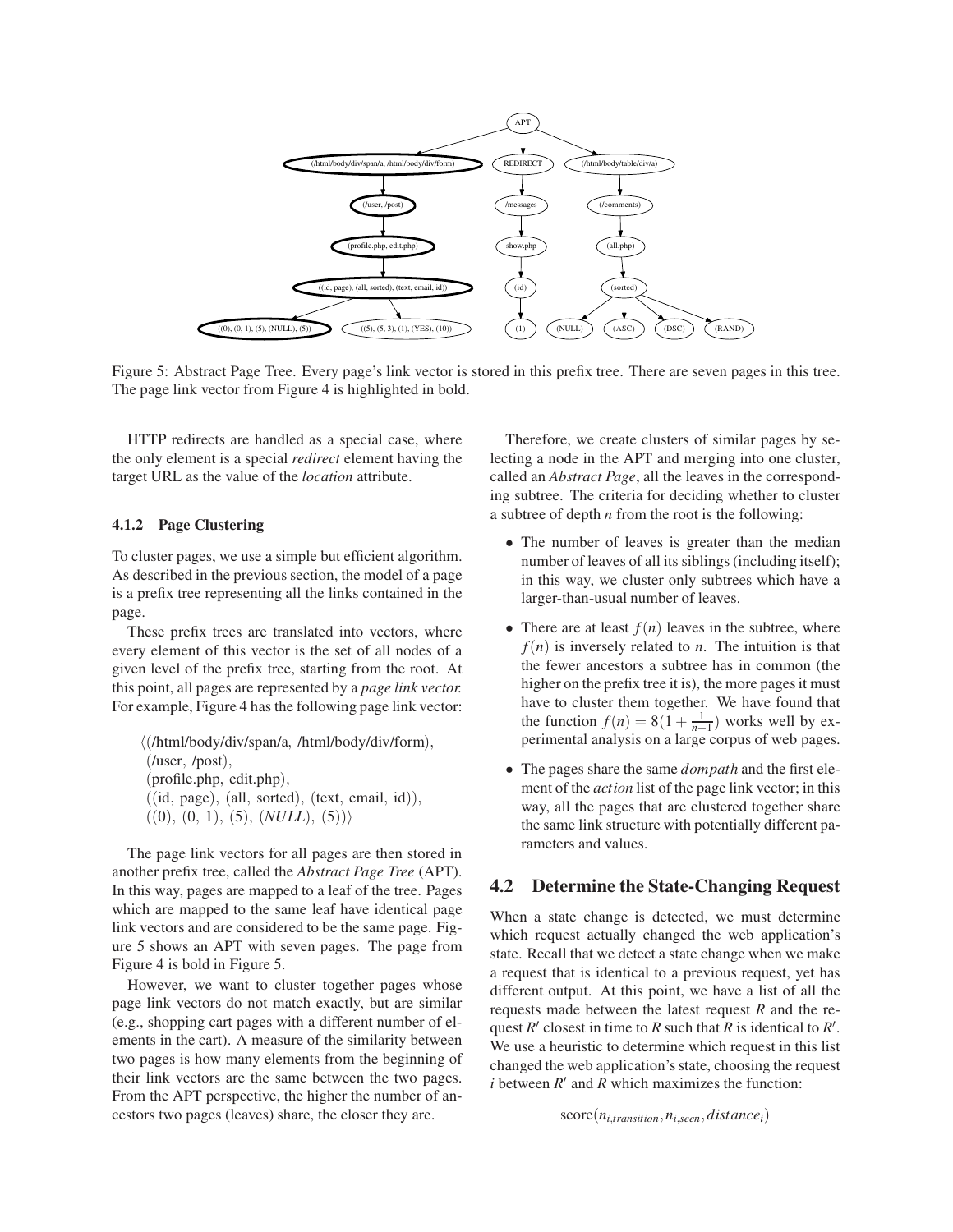Figure 5: Abstract Page Tree. Every page's link vector is stored in this prefix tree. There are seven pages in this tree. The page link vector from Figure 4 is highlighted in bold.

HTTP redirects are handled as a special case, where the only element is a special *redirect* element having the target URL as the value of the *location* attribute.

#### 4.1.2 Page Clustering

To cluster pages, we use a simple but efficient algorithm. As described in the previous section, the model of a page is a prefix tree representing all the links contained in the page.

These prefix trees are translated into vectors, where every element of this vector is the set of all nodes of a given level of the prefix tree, starting from the root. At this point, all pages are represented by a *page link vector*. For example, Figure 4 has the following page link vector:

⟨(/html/body/div/span/a, /html/body/div/form),
(/user, /post),
(profile.php, edit.php),
((id, page), (all, sorted), (text, email, id)),
((0), (0, 1), (5), (*NULL*), (5))⟩

The page link vectors for all pages are then stored in another prefix tree, called the *Abstract Page Tree* (APT). In this way, pages are mapped to a leaf of the tree. Pages which are mapped to the same leaf have identical page link vectors and are considered to be the same page. Figure 5 shows an APT with seven pages. The page from Figure 4 is bold in Figure 5.

However, we want to cluster together pages whose page link vectors do not match exactly, but are similar (e.g., shopping cart pages with a different number of elements in the cart). A measure of the similarity between two pages is how many elements from the beginning of their link vectors are the same between the two pages. From the APT perspective, the higher the number of ancestors two pages (leaves) share, the closer they are.

Therefore, we create clusters of similar pages by selecting a node in the APT and merging into one cluster, called an *Abstract Page*, all the leaves in the corresponding subtree. The criteria for deciding whether to cluster a subtree of depth $n$ from the root is the following:

- The number of leaves is greater than the median number of leaves of all its siblings (including itself); in this way, we cluster only subtrees which have a larger-than-usual number of leaves.
- There are at least $f(n)$ leaves in the subtree, where $f(n)$ is inversely related to $n$. The intuition is that the fewer ancestors a subtree has in common (the higher on the prefix tree it is), the more pages it must have to cluster them together. We have found that the function $f(n) = 8(1 + \frac{1}{n+1})$ works well by experimental analysis on a large corpus of web pages.
- The pages share the same *dompath* and the first element of the *action* list of the page link vector; in this way, all the pages that are clustered together share the same link structure with potentially different parameters and values.

## 4.2 Determine the State-Changing Request

When a state change is detected, we must determine which request actually changed the web application's state. Recall that we detect a state change when we make a request that is identical to a previous request, yet has different output. At this point, we have a list of all the requests made between the latest request $R$ and the request $R'$ closest in time to $R$ such that $R$ is identical to $R'$. We use a heuristic to determine which request in this list changed the web application's state, choosing the request $i$ between $R'$ and $R$ which maximizes the function:

$$\text{score}(n_{i,transition}, n_{i,seen}, distance_i)$$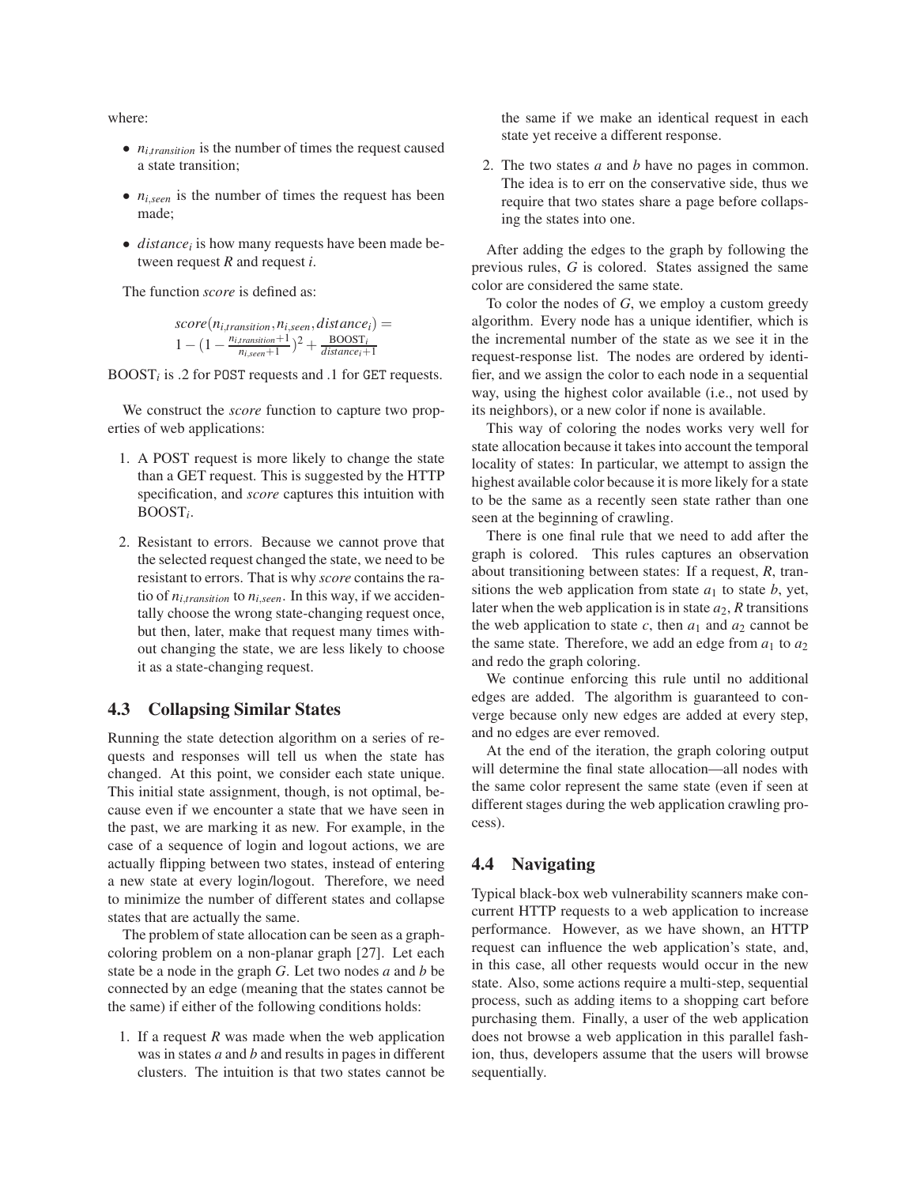where:

- $n_{i,transition}$ is the number of times the request caused a state transition;
- $n_{i,seen}$ is the number of times the request has been made;
- $distance_i$ is how many requests have been made between request $R$ and request $i$.

The function *score* is defined as:

$$score(n_{i,transition}, n_{i,seen}, distance_i) = 1 - (1 - \frac{n_{i,transition}+1}{n_{i,seen}+1})^2 + \frac{\text{BOOST}_i}{distance_i+1}$$

$\text{BOOST}_i$ is .2 for POST requests and .1 for GET requests.

We construct the *score* function to capture two properties of web applications:

1. A POST request is more likely to change the state than a GET request. This is suggested by the HTTP specification, and *score* captures this intuition with $\text{BOOST}_i$.
2. Resistant to errors. Because we cannot prove that the selected request changed the state, we need to be resistant to errors. That is why *score* contains the ratio of $n_{i,transition}$ to $n_{i,seen}$. In this way, if we accidentally choose the wrong state-changing request once, but then, later, make that request many times without changing the state, we are less likely to choose it as a state-changing request.

### 4.3 Collapsing Similar States

Running the state detection algorithm on a series of requests and responses will tell us when the state has changed. At this point, we consider each state unique. This initial state assignment, though, is not optimal, because even if we encounter a state that we have seen in the past, we are marking it as new. For example, in the case of a sequence of login and logout actions, we are actually flipping between two states, instead of entering a new state at every login/logout. Therefore, we need to minimize the number of different states and collapse states that are actually the same.

The problem of state allocation can be seen as a graph-coloring problem on a non-planar graph [27]. Let each state be a node in the graph $G$. Let two nodes $a$ and $b$ be connected by an edge (meaning that the states cannot be the same) if either of the following conditions holds:

1. If a request $R$ was made when the web application was in states $a$ and $b$ and results in pages in different clusters. The intuition is that two states cannot be the same if we make an identical request in each state yet receive a different response.
2. The two states $a$ and $b$ have no pages in common. The idea is to err on the conservative side, thus we require that two states share a page before collapsing the states into one.

After adding the edges to the graph by following the previous rules, $G$ is colored. States assigned the same color are considered the same state.

To color the nodes of $G$, we employ a custom greedy algorithm. Every node has a unique identifier, which is the incremental number of the state as we see it in the request-response list. The nodes are ordered by identifier, and we assign the color to each node in a sequential way, using the highest color available (i.e., not used by its neighbors), or a new color if none is available.

This way of coloring the nodes works very well for state allocation because it takes into account the temporal locality of states: In particular, we attempt to assign the highest available color because it is more likely for a state to be the same as a recently seen state rather than one seen at the beginning of crawling.

There is one final rule that we need to add after the graph is colored. This rules captures an observation about transitioning between states: If a request, $R$, transitions the web application from state $a_1$ to state $b$, yet, later when the web application is in state $a_2$, $R$ transitions the web application to state $c$, then $a_1$ and $a_2$ cannot be the same state. Therefore, we add an edge from $a_1$ to $a_2$ and redo the graph coloring.

We continue enforcing this rule until no additional edges are added. The algorithm is guaranteed to converge because only new edges are added at every step, and no edges are ever removed.

At the end of the iteration, the graph coloring output will determine the final state allocation—all nodes with the same color represent the same state (even if seen at different stages during the web application crawling process).

### 4.4 Navigating

Typical black-box web vulnerability scanners make concurrent HTTP requests to a web application to increase performance. However, as we have shown, an HTTP request can influence the web application's state, and, in this case, all other requests would occur in the new state. Also, some actions require a multi-step, sequential process, such as adding items to a shopping cart before purchasing them. Finally, a user of the web application does not browse a web application in this parallel fashion, thus, developers assume that the users will browse sequentially.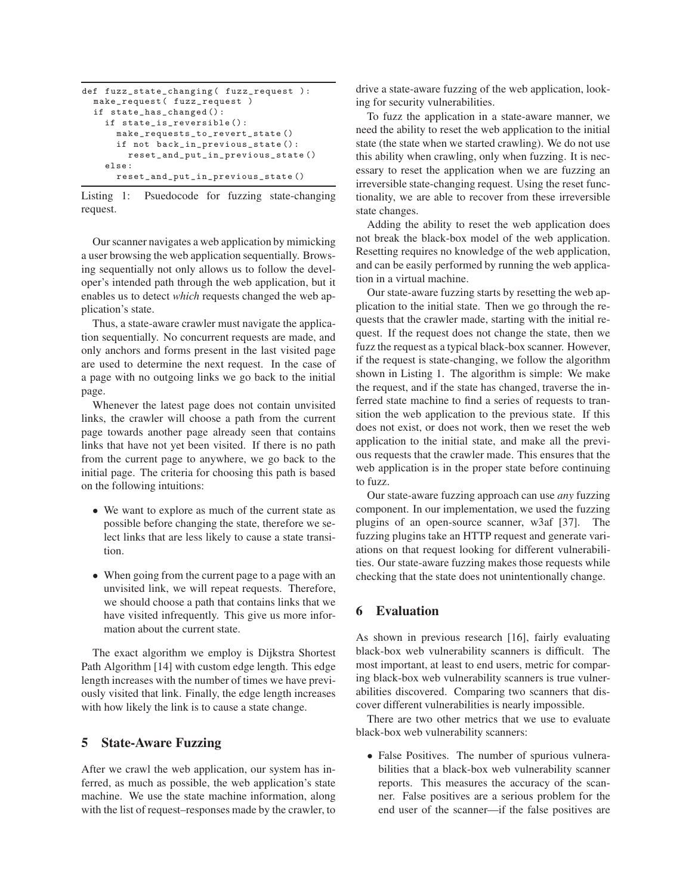```
def fuzz_state_changing( fuzz_request ):
  make_request( fuzz_request )
  if state_has_changed():
    if state_is_reversible():
      make_requests_to_revert_state()
      if not back_in_previous_state():
        reset_and_put_in_previous_state()
    else:
      reset_and_put_in_previous_state()
```

Listing 1: Psuedocode for fuzzing state-changing request.

Our scanner navigates a web application by mimicking a user browsing the web application sequentially. Browsing sequentially not only allows us to follow the developer's intended path through the web application, but it enables us to detect *which* requests changed the web application's state.

Thus, a state-aware crawler must navigate the application sequentially. No concurrent requests are made, and only anchors and forms present in the last visited page are used to determine the next request. In the case of a page with no outgoing links we go back to the initial page.

Whenever the latest page does not contain unvisited links, the crawler will choose a path from the current page towards another page already seen that contains links that have not yet been visited. If there is no path from the current page to anywhere, we go back to the initial page. The criteria for choosing this path is based on the following intuitions:

- We want to explore as much of the current state as possible before changing the state, therefore we select links that are less likely to cause a state transition.
- When going from the current page to a page with an unvisited link, we will repeat requests. Therefore, we should choose a path that contains links that we have visited infrequently. This give us more information about the current state.

The exact algorithm we employ is Dijkstra Shortest Path Algorithm [14] with custom edge length. This edge length increases with the number of times we have previously visited that link. Finally, the edge length increases with how likely the link is to cause a state change.

## 5 State-Aware Fuzzing

After we crawl the web application, our system has inferred, as much as possible, the web application's state machine. We use the state machine information, along with the list of request–responses made by the crawler, to drive a state-aware fuzzing of the web application, looking for security vulnerabilities.

To fuzz the application in a state-aware manner, we need the ability to reset the web application to the initial state (the state when we started crawling). We do not use this ability when crawling, only when fuzzing. It is necessary to reset the application when we are fuzzing an irreversible state-changing request. Using the reset functionality, we are able to recover from these irreversible state changes.

Adding the ability to reset the web application does not break the black-box model of the web application. Resetting requires no knowledge of the web application, and can be easily performed by running the web application in a virtual machine.

Our state-aware fuzzing starts by resetting the web application to the initial state. Then we go through the requests that the crawler made, starting with the initial request. If the request does not change the state, then we fuzz the request as a typical black-box scanner. However, if the request is state-changing, we follow the algorithm shown in Listing 1. The algorithm is simple: We make the request, and if the state has changed, traverse the inferred state machine to find a series of requests to transition the web application to the previous state. If this does not exist, or does not work, then we reset the web application to the initial state, and make all the previous requests that the crawler made. This ensures that the web application is in the proper state before continuing to fuzz.

Our state-aware fuzzing approach can use *any* fuzzing component. In our implementation, we used the fuzzing plugins of an open-source scanner, w3af [37]. The fuzzing plugins take an HTTP request and generate variations on that request looking for different vulnerabilities. Our state-aware fuzzing makes those requests while checking that the state does not unintentionally change.

## 6 Evaluation

As shown in previous research [16], fairly evaluating black-box web vulnerability scanners is difficult. The most important, at least to end users, metric for comparing black-box web vulnerability scanners is true vulnerabilities discovered. Comparing two scanners that discover different vulnerabilities is nearly impossible.

There are two other metrics that we use to evaluate black-box web vulnerability scanners:

- False Positives. The number of spurious vulnerabilities that a black-box web vulnerability scanner reports. This measures the accuracy of the scanner. False positives are a serious problem for the end user of the scanner—if the false positives are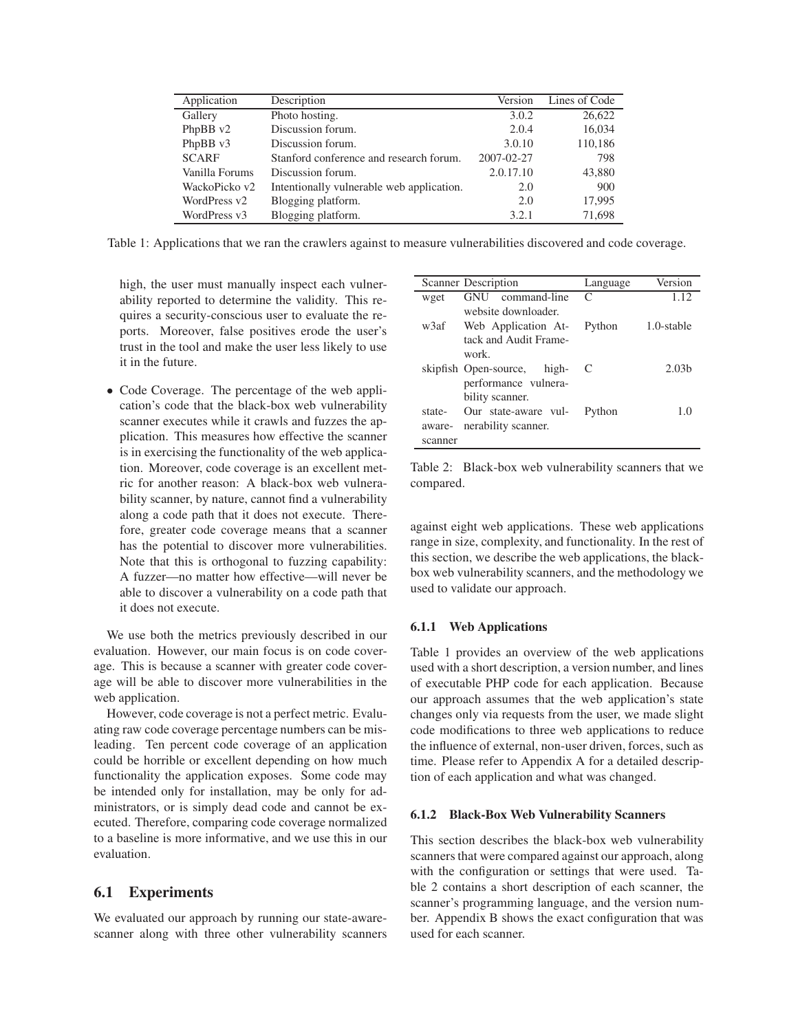| Application | Description | Version | Lines of Code |
|---|---|---|---|
| Gallery | Photo hosting. | 3.0.2 | 26,622 |
| PhpBB v2 | Discussion forum. | 2.0.4 | 16,034 |
| PhpBB v3 | Discussion forum. | 3.0.10 | 110,186 |
| SCARF | Stanford conference and research forum. | 2007-02-27 | 798 |
| Vanilla Forums | Discussion forum. | 2.0.17.10 | 43,880 |
| WackoPicko v2 | Intentionally vulnerable web application. | 2.0 | 900 |
| WordPress v2 | Blogging platform. | 2.0 | 17,995 |
| WordPress v3 | Blogging platform. | 3.2.1 | 71,698 |

Table 1: Applications that we ran the crawlers against to measure vulnerabilities discovered and code coverage.

high, the user must manually inspect each vulnerability reported to determine the validity. This requires a security-conscious user to evaluate the reports. Moreover, false positives erode the user's trust in the tool and make the user less likely to use it in the future.

- Code Coverage. The percentage of the web application's code that the black-box web vulnerability scanner executes while it crawls and fuzzes the application. This measures how effective the scanner is in exercising the functionality of the web application. Moreover, code coverage is an excellent metric for another reason: A black-box web vulnerability scanner, by nature, cannot find a vulnerability along a code path that it does not execute. Therefore, greater code coverage means that a scanner has the potential to discover more vulnerabilities. Note that this is orthogonal to fuzzing capability: A fuzzer—no matter how effective—will never be able to discover a vulnerability on a code path that it does not execute.

We use both the metrics previously described in our evaluation. However, our main focus is on code coverage. This is because a scanner with greater code coverage will be able to discover more vulnerabilities in the web application.

However, code coverage is not a perfect metric. Evaluating raw code coverage percentage numbers can be misleading. Ten percent code coverage of an application could be horrible or excellent depending on how much functionality the application exposes. Some code may be intended only for installation, may be only for administrators, or is simply dead code and cannot be executed. Therefore, comparing code coverage normalized to a baseline is more informative, and we use this in our evaluation.

## 6.1 Experiments

We evaluated our approach by running our state-aware-scanner along with three other vulnerability scanners against eight web applications. These web applications range in size, complexity, and functionality. In the rest of this section, we describe the web applications, the black-box web vulnerability scanners, and the methodology we used to validate our approach.

| Scanner | Description | Language | Version |
|---|---|---|---|
| wget | GNU command-line website downloader. | C | 1.12 |
| w3af | Web Application Attack and Audit Framework. | Python | 1.0-stable |
| skipfish | Open-source, high-performance vulnerability scanner. | C | 2.03b |
| state-aware-scanner | Our state-aware vulnerability scanner. | Python | 1.0 |

Table 2: Black-box web vulnerability scanners that we compared.

### 6.1.1 Web Applications

Table 1 provides an overview of the web applications used with a short description, a version number, and lines of executable PHP code for each application. Because our approach assumes that the web application's state changes only via requests from the user, we made slight code modifications to three web applications to reduce the influence of external, non-user driven, forces, such as time. Please refer to Appendix A for a detailed description of each application and what was changed.

### 6.1.2 Black-Box Web Vulnerability Scanners

This section describes the black-box web vulnerability scanners that were compared against our approach, along with the configuration or settings that were used. Table 2 contains a short description of each scanner, the scanner's programming language, and the version number. Appendix B shows the exact configuration that was used for each scanner.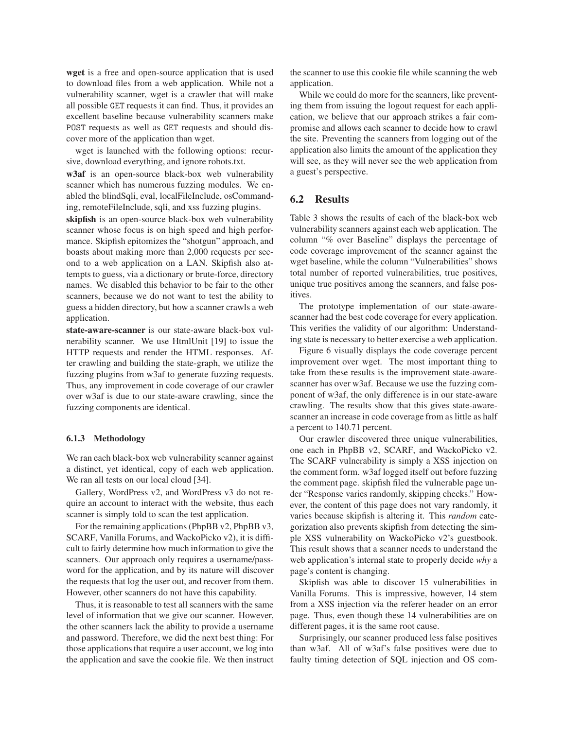**wget** is a free and open-source application that is used to download files from a web application. While not a vulnerability scanner, wget is a crawler that will make all possible GET requests it can find. Thus, it provides an excellent baseline because vulnerability scanners make POST requests as well as GET requests and should discover more of the application than wget.

wget is launched with the following options: recursive, download everything, and ignore robots.txt.

**w3af** is an open-source black-box web vulnerability scanner which has numerous fuzzing modules. We enabled the blindSqli, eval, localFileInclude, osCommanding, remoteFileInclude, sqli, and xss fuzzing plugins.

**skipfish** is an open-source black-box web vulnerability scanner whose focus is on high speed and high performance. Skipfish epitomizes the "shotgun" approach, and boasts about making more than 2,000 requests per second to a web application on a LAN. Skipfish also attempts to guess, via a dictionary or brute-force, directory names. We disabled this behavior to be fair to the other scanners, because we do not want to test the ability to guess a hidden directory, but how a scanner crawls a web application.

**state-aware-scanner** is our state-aware black-box vulnerability scanner. We use HtmlUnit [19] to issue the HTTP requests and render the HTML responses. After crawling and building the state-graph, we utilize the fuzzing plugins from w3af to generate fuzzing requests. Thus, any improvement in code coverage of our crawler over w3af is due to our state-aware crawling, since the fuzzing components are identical.

#### 6.1.3 Methodology

We ran each black-box web vulnerability scanner against a distinct, yet identical, copy of each web application. We ran all tests on our local cloud [34].

Gallery, WordPress v2, and WordPress v3 do not require an account to interact with the website, thus each scanner is simply told to scan the test application.

For the remaining applications (PhpBB v2, PhpBB v3, SCARF, Vanilla Forums, and WackoPicko v2), it is difficult to fairly determine how much information to give the scanners. Our approach only requires a username/password for the application, and by its nature will discover the requests that log the user out, and recover from them. However, other scanners do not have this capability.

Thus, it is reasonable to test all scanners with the same level of information that we give our scanner. However, the other scanners lack the ability to provide a username and password. Therefore, we did the next best thing: For those applications that require a user account, we log into the application and save the cookie file. We then instruct the scanner to use this cookie file while scanning the web application.

While we could do more for the scanners, like preventing them from issuing the logout request for each application, we believe that our approach strikes a fair compromise and allows each scanner to decide how to crawl the site. Preventing the scanners from logging out of the application also limits the amount of the application they will see, as they will never see the web application from a guest's perspective.

### 6.2 Results

Table 3 shows the results of each of the black-box web vulnerability scanners against each web application. The column "% over Baseline" displays the percentage of code coverage improvement of the scanner against the wget baseline, while the column "Vulnerabilities" shows total number of reported vulnerabilities, true positives, unique true positives among the scanners, and false positives.

The prototype implementation of our state-aware-scanner had the best code coverage for every application. This verifies the validity of our algorithm: Understanding state is necessary to better exercise a web application.

Figure 6 visually displays the code coverage percent improvement over wget. The most important thing to take from these results is the improvement state-aware-scanner has over w3af. Because we use the fuzzing component of w3af, the only difference is in our state-aware crawling. The results show that this gives state-aware-scanner an increase in code coverage from as little as half a percent to 140.71 percent.

Our crawler discovered three unique vulnerabilities, one each in PhpBB v2, SCARF, and WackoPicko v2. The SCARF vulnerability is simply a XSS injection on the comment form. w3af logged itself out before fuzzing the comment page. skipfish filed the vulnerable page under "Response varies randomly, skipping checks." However, the content of this page does not vary randomly, it varies because skipfish is altering it. This *random* categorization also prevents skipfish from detecting the simple XSS vulnerability on WackoPicko v2's guestbook. This result shows that a scanner needs to understand the web application's internal state to properly decide *why* a page's content is changing.

Skipfish was able to discover 15 vulnerabilities in Vanilla Forums. This is impressive, however, 14 stem from a XSS injection via the referer header on an error page. Thus, even though these 14 vulnerabilities are on different pages, it is the same root cause.

Surprisingly, our scanner produced less false positives than w3af. All of w3af's false positives were due to faulty timing detection of SQL injection and OS com-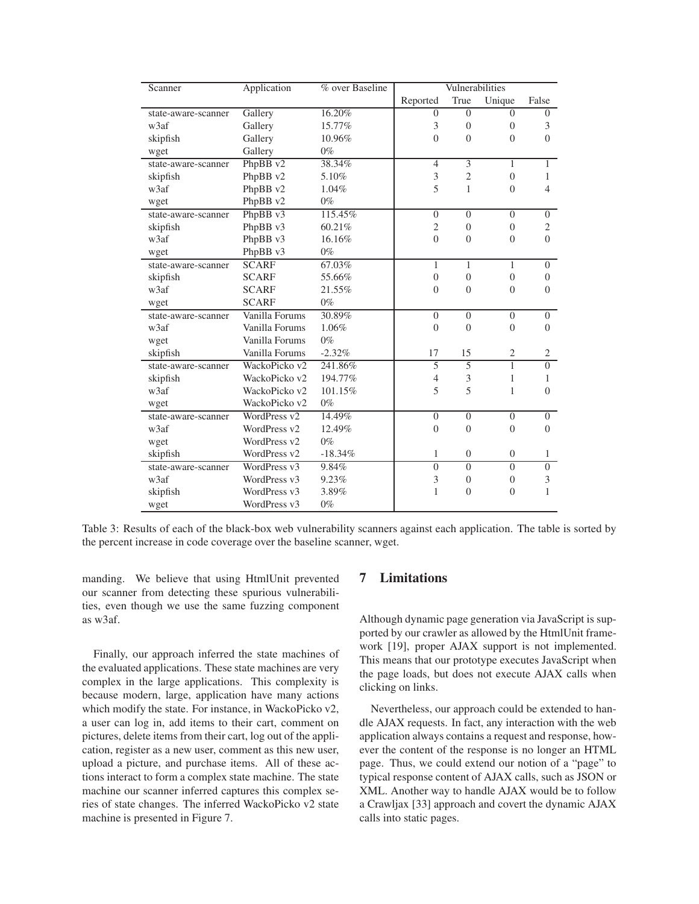| Scanner | Application | % over Baseline | Vulnerabilities | | | |
|---|---|---|---|---|---|---|
| | | | Reported | True | Unique | False |
| state-aware-scanner | Gallery | 16.20% | 0 | 0 | 0 | 0 |
| w3af | Gallery | 15.77% | 3 | 0 | 0 | 3 |
| skipfish | Gallery | 10.96% | 0 | 0 | 0 | 0 |
| wget | Gallery | 0% | | | | |
| state-aware-scanner | PhpBB v2 | 38.34% | 4 | 3 | 1 | 1 |
| skipfish | PhpBB v2 | 5.10% | 3 | 2 | 0 | 1 |
| w3af | PhpBB v2 | 1.04% | 5 | 1 | 0 | 4 |
| wget | PhpBB v2 | 0% | | | | |
| state-aware-scanner | PhpBB v3 | 115.45% | 0 | 0 | 0 | 0 |
| skipfish | PhpBB v3 | 60.21% | 2 | 0 | 0 | 2 |
| w3af | PhpBB v3 | 16.16% | 0 | 0 | 0 | 0 |
| wget | PhpBB v3 | 0% | | | | |
| state-aware-scanner | SCARF | 67.03% | 1 | 1 | 1 | 0 |
| skipfish | SCARF | 55.66% | 0 | 0 | 0 | 0 |
| w3af | SCARF | 21.55% | 0 | 0 | 0 | 0 |
| wget | SCARF | 0% | | | | |
| state-aware-scanner | Vanilla Forums | 30.89% | 0 | 0 | 0 | 0 |
| w3af | Vanilla Forums | 1.06% | 0 | 0 | 0 | 0 |
| wget | Vanilla Forums | 0% | | | | |
| skipfish | Vanilla Forums | -2.32% | 17 | 15 | 2 | 2 |
| state-aware-scanner | WackoPicko v2 | 241.86% | 5 | 5 | 1 | 0 |
| skipfish | WackoPicko v2 | 194.77% | 4 | 3 | 1 | 1 |
| w3af | WackoPicko v2 | 101.15% | 5 | 5 | 1 | 0 |
| wget | WackoPicko v2 | 0% | | | | |
| state-aware-scanner | WordPress v2 | 14.49% | 0 | 0 | 0 | 0 |
| w3af | WordPress v2 | 12.49% | 0 | 0 | 0 | 0 |
| wget | WordPress v2 | 0% | | | | |
| skipfish | WordPress v2 | -18.34% | 1 | 0 | 0 | 1 |
| state-aware-scanner | WordPress v3 | 9.84% | 0 | 0 | 0 | 0 |
| w3af | WordPress v3 | 9.23% | 3 | 0 | 0 | 3 |
| skipfish | WordPress v3 | 3.89% | 1 | 0 | 0 | 1 |
| wget | WordPress v3 | 0% | | | | |

Table 3: Results of each of the black-box web vulnerability scanners against each application. The table is sorted by the percent increase in code coverage over the baseline scanner, wget.

manding. We believe that using HtmlUnit prevented our scanner from detecting these spurious vulnerabilities, even though we use the same fuzzing component as w3af.

Finally, our approach inferred the state machines of the evaluated applications. These state machines are very complex in the large applications. This complexity is because modern, large, application have many actions which modify the state. For instance, in WackoPicko v2, a user can log in, add items to their cart, comment on pictures, delete items from their cart, log out of the application, register as a new user, comment as this new user, upload a picture, and purchase items. All of these actions interact to form a complex state machine. The state machine our scanner inferred captures this complex series of state changes. The inferred WackoPicko v2 state machine is presented in Figure 7.

## 7 Limitations

Although dynamic page generation via JavaScript is supported by our crawler as allowed by the HtmlUnit framework [19], proper AJAX support is not implemented. This means that our prototype executes JavaScript when the page loads, but does not execute AJAX calls when clicking on links.

Nevertheless, our approach could be extended to handle AJAX requests. In fact, any interaction with the web application always contains a request and response, however the content of the response is no longer an HTML page. Thus, we could extend our notion of a "page" to typical response content of AJAX calls, such as JSON or XML. Another way to handle AJAX would be to follow a Crawljax [33] approach and covert the dynamic AJAX calls into static pages.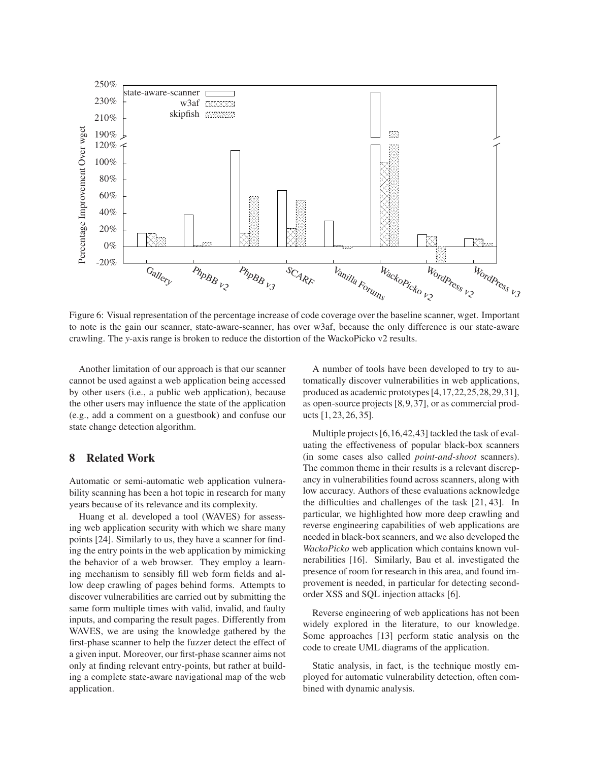Figure 6: Visual representation of the percentage increase of code coverage over the baseline scanner, wget. Important to note is the gain our scanner, state-aware-scanner, has over w3af, because the only difference is our state-aware crawling. The *y*-axis range is broken to reduce the distortion of the WackoPicko v2 results.

Another limitation of our approach is that our scanner cannot be used against a web application being accessed by other users (i.e., a public web application), because the other users may influence the state of the application (e.g., add a comment on a guestbook) and confuse our state change detection algorithm.

## 8 Related Work

Automatic or semi-automatic web application vulnerability scanning has been a hot topic in research for many years because of its relevance and its complexity.

Huang et al. developed a tool (WAVES) for assessing web application security with which we share many points [24]. Similarly to us, they have a scanner for finding the entry points in the web application by mimicking the behavior of a web browser. They employ a learning mechanism to sensibly fill web form fields and allow deep crawling of pages behind forms. Attempts to discover vulnerabilities are carried out by submitting the same form multiple times with valid, invalid, and faulty inputs, and comparing the result pages. Differently from WAVES, we are using the knowledge gathered by the first-phase scanner to help the fuzzer detect the effect of a given input. Moreover, our first-phase scanner aims not only at finding relevant entry-points, but rather at building a complete state-aware navigational map of the web application.

A number of tools have been developed to try to automatically discover vulnerabilities in web applications, produced as academic prototypes [4,17,22,25,28,29,31], as open-source projects [8,9,37], or as commercial products [1, 23, 26, 35].

Multiple projects [6,16,42,43] tackled the task of evaluating the effectiveness of popular black-box scanners (in some cases also called *point-and-shoot* scanners). The common theme in their results is a relevant discrepancy in vulnerabilities found across scanners, along with low accuracy. Authors of these evaluations acknowledge the difficulties and challenges of the task [21, 43]. In particular, we highlighted how more deep crawling and reverse engineering capabilities of web applications are needed in black-box scanners, and we also developed the *WackoPicko* web application which contains known vulnerabilities [16]. Similarly, Bau et al. investigated the presence of room for research in this area, and found improvement is needed, in particular for detecting second-order XSS and SQL injection attacks [6].

Reverse engineering of web applications has not been widely explored in the literature, to our knowledge. Some approaches [13] perform static analysis on the code to create UML diagrams of the application.

Static analysis, in fact, is the technique mostly employed for automatic vulnerability detection, often combined with dynamic analysis.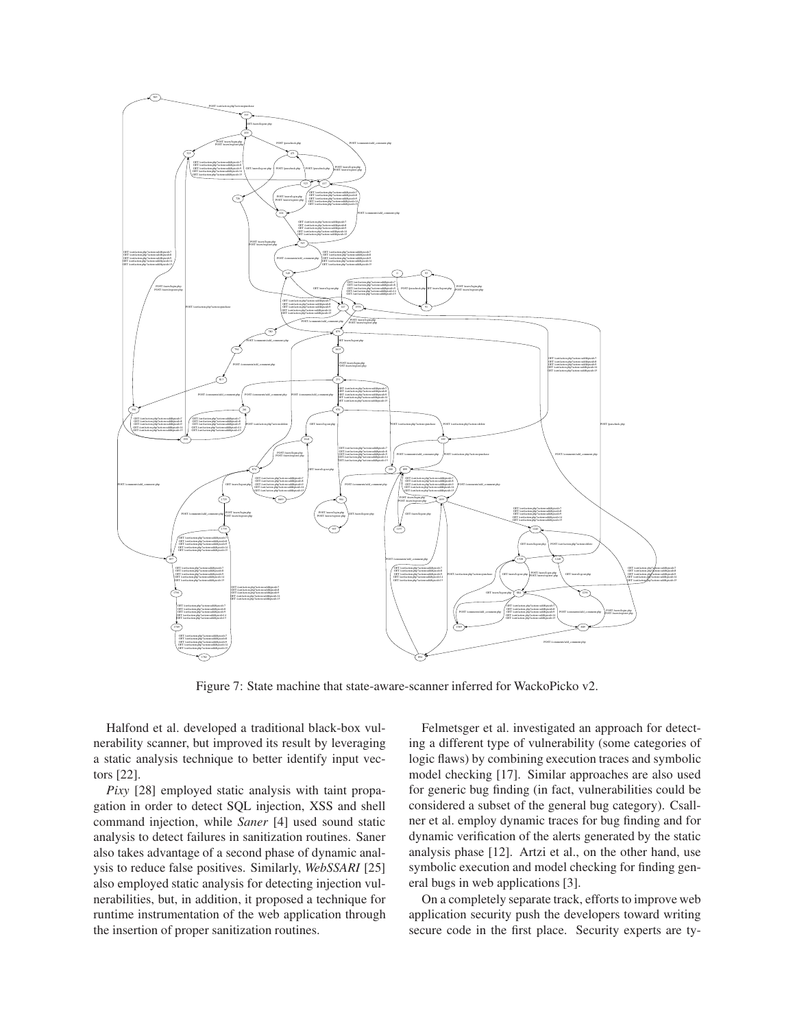Figure 7: State machine that state-aware-scanner inferred for WackoPicko v2.

Halfond et al. developed a traditional black-box vulnerability scanner, but improved its result by leveraging a static analysis technique to better identify input vectors [22].

*Pixy* [28] employed static analysis with taint propagation in order to detect SQL injection, XSS and shell command injection, while *Saner* [4] used sound static analysis to detect failures in sanitization routines. Saner also takes advantage of a second phase of dynamic analysis to reduce false positives. Similarly, *WebSSARI* [25] also employed static analysis for detecting injection vulnerabilities, but, in addition, it proposed a technique for runtime instrumentation of the web application through the insertion of proper sanitization routines.

Felmetsger et al. investigated an approach for detecting a different type of vulnerability (some categories of logic flaws) by combining execution traces and symbolic model checking [17]. Similar approaches are also used for generic bug finding (in fact, vulnerabilities could be considered a subset of the general bug category). Csallner et al. employ dynamic traces for bug finding and for dynamic verification of the alerts generated by the static analysis phase [12]. Artzi et al., on the other hand, use symbolic execution and model checking for finding general bugs in web applications [3].

On a completely separate track, efforts to improve web application security push the developers toward writing secure code in the first place. Security experts are ty-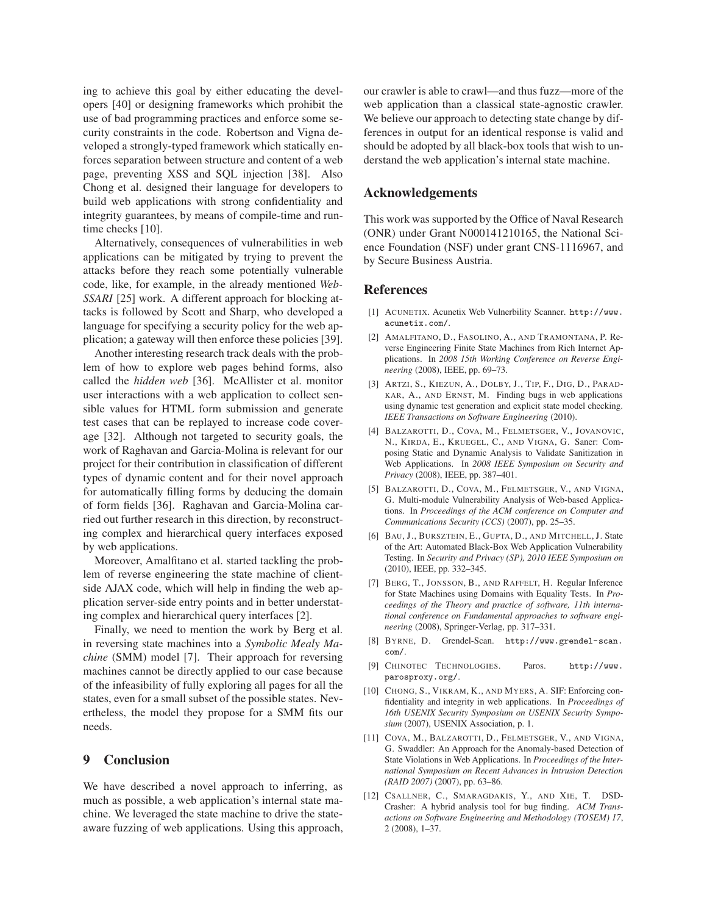ing to achieve this goal by either educating the developers [40] or designing frameworks which prohibit the use of bad programming practices and enforce some security constraints in the code. Robertson and Vigna developed a strongly-typed framework which statically enforces separation between structure and content of a web page, preventing XSS and SQL injection [38]. Also Chong et al. designed their language for developers to build web applications with strong confidentiality and integrity guarantees, by means of compile-time and runtime checks [10].

Alternatively, consequences of vulnerabilities in web applications can be mitigated by trying to prevent the attacks before they reach some potentially vulnerable code, like, for example, in the already mentioned *WebSSARI* [25] work. A different approach for blocking attacks is followed by Scott and Sharp, who developed a language for specifying a security policy for the web application; a gateway will then enforce these policies [39].

Another interesting research track deals with the problem of how to explore web pages behind forms, also called the *hidden web* [36]. McAllister et al. monitor user interactions with a web application to collect sensible values for HTML form submission and generate test cases that can be replayed to increase code coverage [32]. Although not targeted to security goals, the work of Raghavan and Garcia-Molina is relevant for our project for their contribution in classification of different types of dynamic content and for their novel approach for automatically filling forms by deducing the domain of form fields [36]. Raghavan and Garcia-Molina carried out further research in this direction, by reconstructing complex and hierarchical query interfaces exposed by web applications.

Moreover, Amalfitano et al. started tackling the problem of reverse engineering the state machine of client-side AJAX code, which will help in finding the web application server-side entry points and in better understating complex and hierarchical query interfaces [2].

Finally, we need to mention the work by Berg et al. in reversing state machines into a *Symbolic Mealy Machine* (SMM) model [7]. Their approach for reversing machines cannot be directly applied to our case because of the infeasibility of fully exploring all pages for all the states, even for a small subset of the possible states. Nevertheless, the model they propose for a SMM fits our needs.

## 9 Conclusion

We have described a novel approach to inferring, as much as possible, a web application's internal state machine. We leveraged the state machine to drive the state-aware fuzzing of web applications. Using this approach, our crawler is able to crawl—and thus fuzz—more of the web application than a classical state-agnostic crawler. We believe our approach to detecting state change by differences in output for an identical response is valid and should be adopted by all black-box tools that wish to understand the web application's internal state machine.

## Acknowledgements

This work was supported by the Office of Naval Research (ONR) under Grant N000141210165, the National Science Foundation (NSF) under grant CNS-1116967, and by Secure Business Austria.

## References

[1] ACUNETIX. Acunetix Web Vulnerbility Scanner. http://www.acunetix.com/.

[2] AMALFITANO, D., FASOLINO, A., AND TRAMONTANA, P. Reverse Engineering Finite State Machines from Rich Internet Applications. In *2008 15th Working Conference on Reverse Engineering* (2008), IEEE, pp. 69–73.

[3] ARTZI, S., KIEZUN, A., DOLBY, J., TIP, F., DIG, D., PARADKAR, A., AND ERNST, M. Finding bugs in web applications using dynamic test generation and explicit state model checking. *IEEE Transactions on Software Engineering* (2010).

[4] BALZAROTTI, D., COVA, M., FELMETSGER, V., JOVANOVIC, N., KIRDA, E., KRUEGEL, C., AND VIGNA, G. Saner: Composing Static and Dynamic Analysis to Validate Sanitization in Web Applications. In *2008 IEEE Symposium on Security and Privacy* (2008), IEEE, pp. 387–401.

[5] BALZAROTTI, D., COVA, M., FELMETSGER, V., AND VIGNA, G. Multi-module Vulnerability Analysis of Web-based Applications. In *Proceedings of the ACM conference on Computer and Communications Security (CCS)* (2007), pp. 25–35.

[6] BAU, J., BURSZTEIN, E., GUPTA, D., AND MITCHELL, J. State of the Art: Automated Black-Box Web Application Vulnerability Testing. In *Security and Privacy (SP), 2010 IEEE Symposium on* (2010), IEEE, pp. 332–345.

[7] BERG, T., JONSSON, B., AND RAFFELT, H. Regular Inference for State Machines using Domains with Equality Tests. In *Proceedings of the Theory and practice of software, 11th international conference on Fundamental approaches to software engineering* (2008), Springer-Verlag, pp. 317–331.

[8] BYRNE, D. Grendel-Scan. http://www.grendel-scan.com/.

[9] CHINOTEC TECHNOLOGIES. Paros. http://www.parosproxy.org/.

[10] CHONG, S., VIKRAM, K., AND MYERS, A. SIF: Enforcing confidentiality and integrity in web applications. In *Proceedings of 16th USENIX Security Symposium on USENIX Security Symposium* (2007), USENIX Association, p. 1.

[11] COVA, M., BALZAROTTI, D., FELMETSGER, V., AND VIGNA, G. Swaddler: An Approach for the Anomaly-based Detection of State Violations in Web Applications. In *Proceedings of the International Symposium on Recent Advances in Intrusion Detection (RAID 2007)* (2007), pp. 63–86.

[12] CSALLNER, C., SMARAGDAKIS, Y., AND XIE, T. DSD-Crasher: A hybrid analysis tool for bug finding. *ACM Transactions on Software Engineering and Methodology (TOSEM) 17*, 2 (2008), 1–37.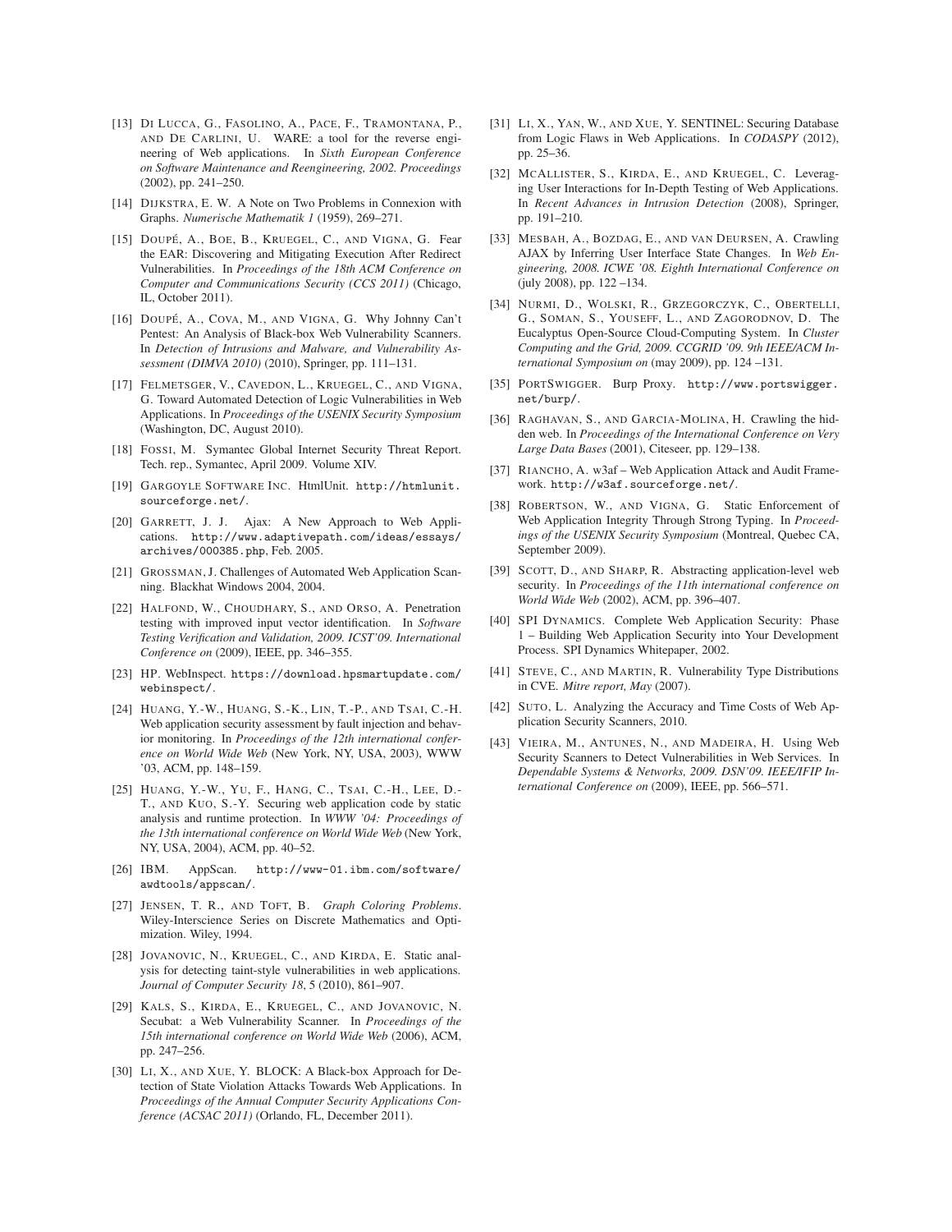[13] Di Lucca, G., Fasolino, A., Pace, F., Tramontana, P., and De Carlini, U. WARE: a tool for the reverse engineering of Web applications. In *Sixth European Conference on Software Maintenance and Reengineering, 2002. Proceedings* (2002), pp. 241–250.

[14] Dijkstra, E. W. A Note on Two Problems in Connexion with Graphs. *Numerische Mathematik 1* (1959), 269–271.

[15] Doupé, A., Boe, B., Kruegel, C., and Vigna, G. Fear the EAR: Discovering and Mitigating Execution After Redirect Vulnerabilities. In *Proceedings of the 18th ACM Conference on Computer and Communications Security (CCS 2011)* (Chicago, IL, October 2011).

[16] Doupé, A., Cova, M., and Vigna, G. Why Johnny Can't Pentest: An Analysis of Black-box Web Vulnerability Scanners. In *Detection of Intrusions and Malware, and Vulnerability Assessment (DIMVA 2010)* (2010), Springer, pp. 111–131.

[17] Felmetsger, V., Cavedon, L., Kruegel, C., and Vigna, G. Toward Automated Detection of Logic Vulnerabilities in Web Applications. In *Proceedings of the USENIX Security Symposium* (Washington, DC, August 2010).

[18] Fossi, M. Symantec Global Internet Security Threat Report. Tech. rep., Symantec, April 2009. Volume XIV.

[19] Gargoyle Software Inc. HtmlUnit. http://htmlunit.sourceforge.net/.

[20] Garrett, J. J. Ajax: A New Approach to Web Applications. http://www.adaptivepath.com/ideas/essays/archives/000385.php, Feb. 2005.

[21] Grossman, J. Challenges of Automated Web Application Scanning. Blackhat Windows 2004, 2004.

[22] Halfond, W., Choudhary, S., and Orso, A. Penetration testing with improved input vector identification. In *Software Testing Verification and Validation, 2009. ICST'09. International Conference on* (2009), IEEE, pp. 346–355.

[23] HP. WebInspect. https://download.hpsmartupdate.com/webinspect/.

[24] Huang, Y.-W., Huang, S.-K., Lin, T.-P., and Tsai, C.-H. Web application security assessment by fault injection and behavior monitoring. In *Proceedings of the 12th international conference on World Wide Web* (New York, NY, USA, 2003), WWW '03, ACM, pp. 148–159.

[25] Huang, Y.-W., Yu, F., Hang, C., Tsai, C.-H., Lee, D.-T., and Kuo, S.-Y. Securing web application code by static analysis and runtime protection. In *WWW '04: Proceedings of the 13th international conference on World Wide Web* (New York, NY, USA, 2004), ACM, pp. 40–52.

[26] IBM. AppScan. http://www-01.ibm.com/software/awdtools/appscan/.

[27] Jensen, T. R., and Toft, B. *Graph Coloring Problems*. Wiley-Interscience Series on Discrete Mathematics and Optimization. Wiley, 1994.

[28] Jovanovic, N., Kruegel, C., and Kirda, E. Static analysis for detecting taint-style vulnerabilities in web applications. *Journal of Computer Security 18*, 5 (2010), 861–907.

[29] Kals, S., Kirda, E., Kruegel, C., and Jovanovic, N. Secubat: a Web Vulnerability Scanner. In *Proceedings of the 15th international conference on World Wide Web* (2006), ACM, pp. 247–256.

[30] Li, X., and Xue, Y. BLOCK: A Black-box Approach for Detection of State Violation Attacks Towards Web Applications. In *Proceedings of the Annual Computer Security Applications Conference (ACSAC 2011)* (Orlando, FL, December 2011).

[31] Li, X., Yan, W., and Xue, Y. SENTINEL: Securing Database from Logic Flaws in Web Applications. In *CODASPY* (2012), pp. 25–36.

[32] McAllister, S., Kirda, E., and Kruegel, C. Leveraging User Interactions for In-Depth Testing of Web Applications. In *Recent Advances in Intrusion Detection* (2008), Springer, pp. 191–210.

[33] Mesbah, A., Bozdag, E., and van Deursen, A. Crawling AJAX by Inferring User Interface State Changes. In *Web Engineering, 2008. ICWE '08. Eighth International Conference on* (july 2008), pp. 122 –134.

[34] Nurmi, D., Wolski, R., Grzegorczyk, C., Obertelli, G., Soman, S., Youseff, L., and Zagorodnov, D. The Eucalyptus Open-Source Cloud-Computing System. In *Cluster Computing and the Grid, 2009. CCGRID '09. 9th IEEE/ACM International Symposium on* (may 2009), pp. 124 –131.

[35] PortSwigger. Burp Proxy. http://www.portswigger.net/burp/.

[36] Raghavan, S., and Garcia-Molina, H. Crawling the hidden web. In *Proceedings of the International Conference on Very Large Data Bases* (2001), Citeseer, pp. 129–138.

[37] Riancho, A. w3af – Web Application Attack and Audit Framework. http://w3af.sourceforge.net/.

[38] Robertson, W., and Vigna, G. Static Enforcement of Web Application Integrity Through Strong Typing. In *Proceedings of the USENIX Security Symposium* (Montreal, Quebec CA, September 2009).

[39] Scott, D., and Sharp, R. Abstracting application-level web security. In *Proceedings of the 11th international conference on World Wide Web* (2002), ACM, pp. 396–407.

[40] SPI Dynamics. Complete Web Application Security: Phase 1 – Building Web Application Security into Your Development Process. SPI Dynamics Whitepaper, 2002.

[41] Steve, C., and Martin, R. Vulnerability Type Distributions in CVE. *Mitre report, May* (2007).

[42] Suto, L. Analyzing the Accuracy and Time Costs of Web Application Security Scanners, 2010.

[43] Vieira, M., Antunes, N., and Madeira, H. Using Web Security Scanners to Detect Vulnerabilities in Web Services. In *Dependable Systems & Networks, 2009. DSN'09. IEEE/IFIP International Conference on* (2009), IEEE, pp. 566–571.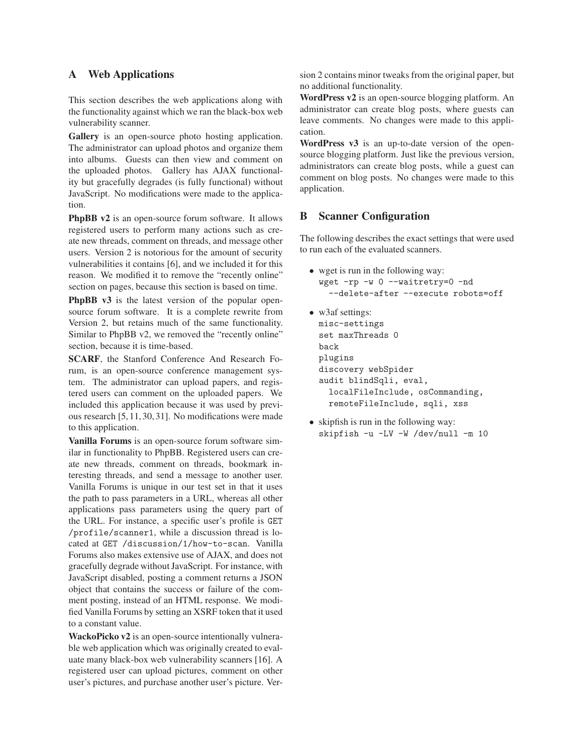## A Web Applications

This section describes the web applications along with the functionality against which we ran the black-box web vulnerability scanner.

**Gallery** is an open-source photo hosting application. The administrator can upload photos and organize them into albums. Guests can then view and comment on the uploaded photos. Gallery has AJAX functionality but gracefully degrades (is fully functional) without JavaScript. No modifications were made to the application.

**PhpBB v2** is an open-source forum software. It allows registered users to perform many actions such as create new threads, comment on threads, and message other users. Version 2 is notorious for the amount of security vulnerabilities it contains [6], and we included it for this reason. We modified it to remove the "recently online" section on pages, because this section is based on time.

**PhpBB v3** is the latest version of the popular open-source forum software. It is a complete rewrite from Version 2, but retains much of the same functionality. Similar to PhpBB v2, we removed the "recently online" section, because it is time-based.

**SCARF**, the Stanford Conference And Research Forum, is an open-source conference management system. The administrator can upload papers, and registered users can comment on the uploaded papers. We included this application because it was used by previous research [5, 11, 30, 31]. No modifications were made to this application.

**Vanilla Forums** is an open-source forum software similar in functionality to PhpBB. Registered users can create new threads, comment on threads, bookmark interesting threads, and send a message to another user. Vanilla Forums is unique in our test set in that it uses the path to pass parameters in a URL, whereas all other applications pass parameters using the query part of the URL. For instance, a specific user's profile is `GET /profile/scanner1`, while a discussion thread is located at `GET /discussion/1/how-to-scan`. Vanilla Forums also makes extensive use of AJAX, and does not gracefully degrade without JavaScript. For instance, with JavaScript disabled, posting a comment returns a JSON object that contains the success or failure of the comment posting, instead of an HTML response. We modified Vanilla Forums by setting an XSRF token that it used to a constant value.

**WackoPicko v2** is an open-source intentionally vulnerable web application which was originally created to evaluate many black-box web vulnerability scanners [16]. A registered user can upload pictures, comment on other user's pictures, and purchase another user's picture. Version 2 contains minor tweaks from the original paper, but no additional functionality.

**WordPress v2** is an open-source blogging platform. An administrator can create blog posts, where guests can leave comments. No changes were made to this application.

**WordPress v3** is an up-to-date version of the open-source blogging platform. Just like the previous version, administrators can create blog posts, while a guest can comment on blog posts. No changes were made to this application.

## B Scanner Configuration

The following describes the exact settings that were used to run each of the evaluated scanners.

- wget is run in the following way:

```
wget -rp -w 0 --waitretry=0 -nd
  --delete-after --execute robots=off
```

- w3af settings:

```
misc-settings
set maxThreads 0
back
plugins
discovery webSpider
audit blindSqli, eval,
  localFileInclude, osCommanding,
  remoteFileInclude, sqli, xss
```

- skipfish is run in the following way:

```
skipfish -u -LV -W /dev/null -m 10
```